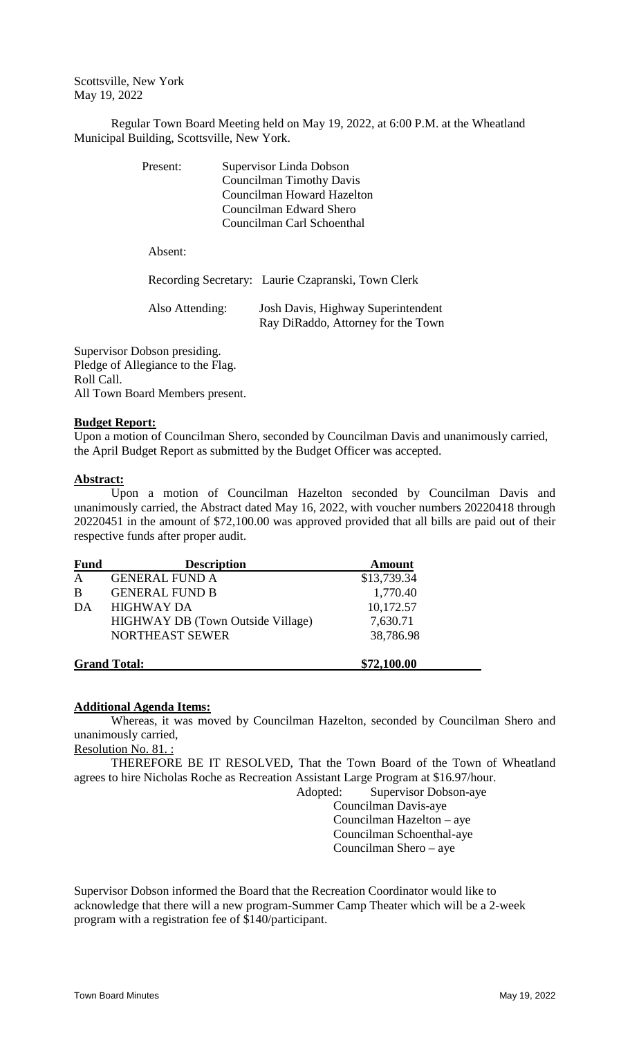Scottsville, New York
May 19, 2022

Regular Town Board Meeting held on May 19, 2022, at 6:00 P.M. at the Wheatland Municipal Building, Scottsville, New York.

Present: Supervisor Linda Dobson
Councilman Timothy Davis
Councilman Howard Hazelton
Councilman Edward Shero
Councilman Carl Schoenthal

Absent:

Recording Secretary: Laurie Czapranski, Town Clerk

Also Attending: Josh Davis, Highway Superintendent
Ray DiRaddo, Attorney for the Town

Supervisor Dobson presiding.
Pledge of Allegiance to the Flag.
Roll Call.
All Town Board Members present.

**Budget Report:**

Upon a motion of Councilman Shero, seconded by Councilman Davis and unanimously carried, the April Budget Report as submitted by the Budget Officer was accepted.

**Abstract:**

Upon a motion of Councilman Hazelton seconded by Councilman Davis and unanimously carried, the Abstract dated May 16, 2022, with voucher numbers 20220418 through 20220451 in the amount of $72,100.00 was approved provided that all bills are paid out of their respective funds after proper audit.

| Fund | Description | Amount |
|---|---|---|
| A | GENERAL FUND A | $13,739.34 |
| B | GENERAL FUND B | 1,770.40 |
| DA | HIGHWAY DA | 10,172.57 |
| | HIGHWAY DB (Town Outside Village) | 7,630.71 |
| | NORTHEAST SEWER | 38,786.98 |
| **Grand Total:** | | **$72,100.00** |

**Additional Agenda Items:**

Whereas, it was moved by Councilman Hazelton, seconded by Councilman Shero and unanimously carried,

Resolution No. 81. :

THEREFORE BE IT RESOLVED, That the Town Board of the Town of Wheatland agrees to hire Nicholas Roche as Recreation Assistant Large Program at $16.97/hour.

Adopted: Supervisor Dobson-aye
Councilman Davis-aye
Councilman Hazelton – aye
Councilman Schoenthal-aye
Councilman Shero – aye

Supervisor Dobson informed the Board that the Recreation Coordinator would like to acknowledge that there will a new program-Summer Camp Theater which will be a 2-week program with a registration fee of $140/participant.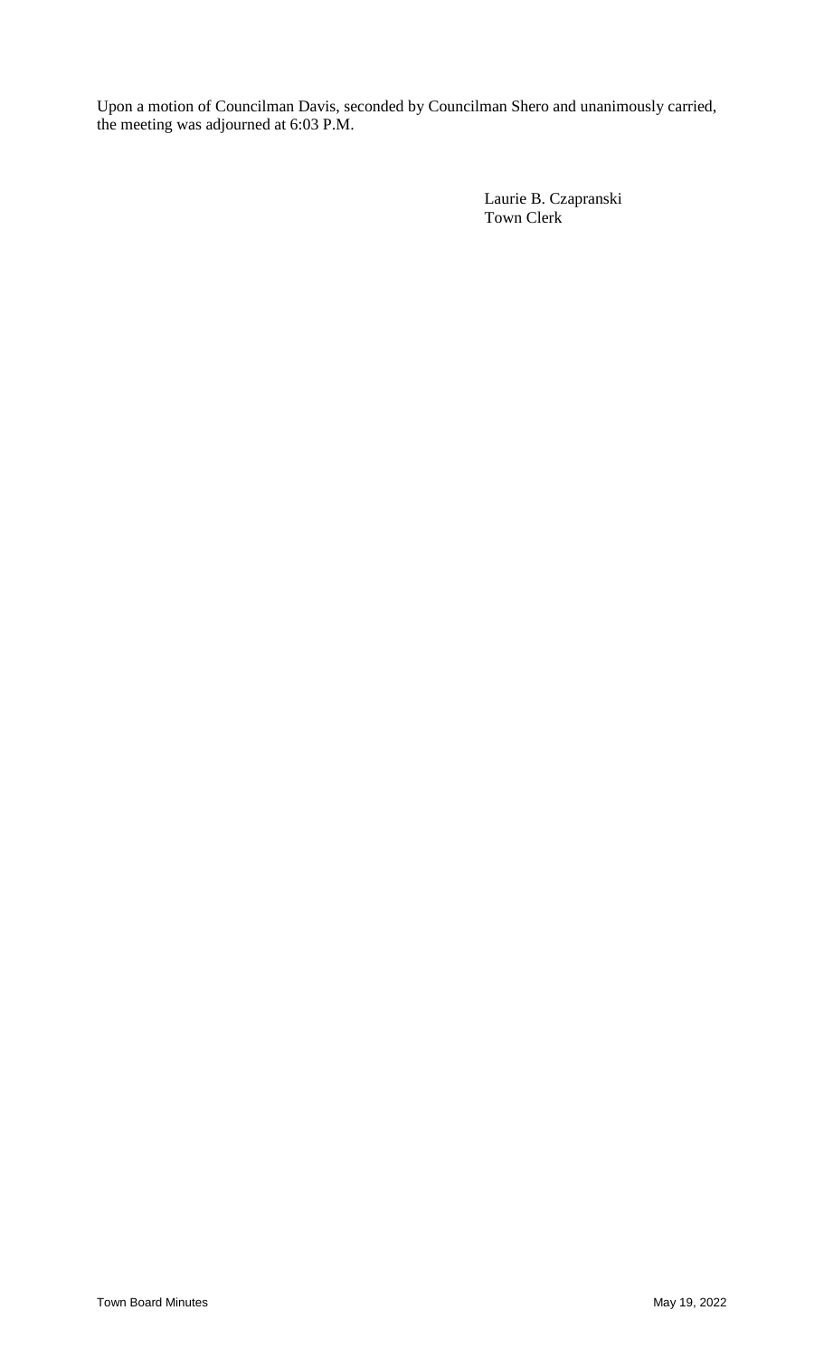Upon a motion of Councilman Davis, seconded by Councilman Shero and unanimously carried, the meeting was adjourned at 6:03 P.M.

Laurie B. Czapranski
Town Clerk